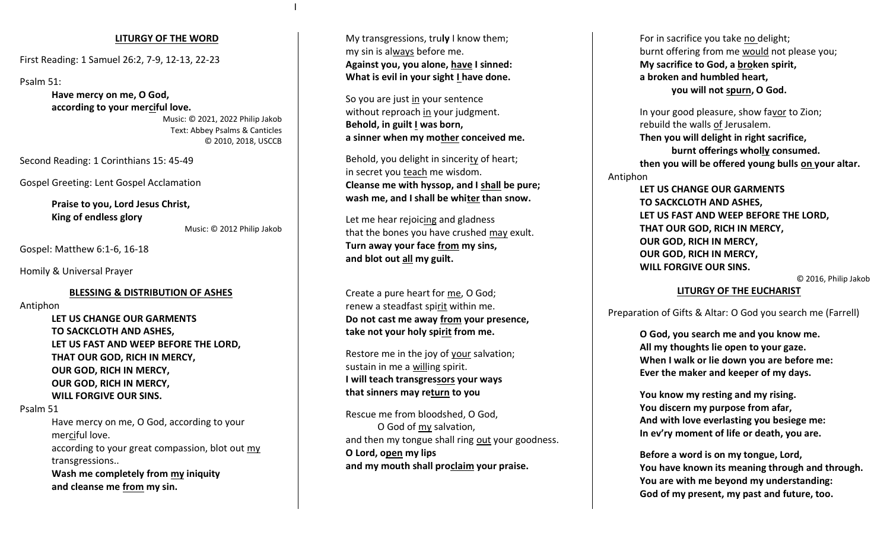## LITURGY OF THE WORD

First Reading: 1 Samuel 26:2, 7-9, 12-13, 22-23

Psalm 51:

**Have mercy on me, O God,**
**according to your merciful love.**

Music: © 2021, 2022 Philip Jakob
Text: Abbey Psalms & Canticles
© 2010, 2018, USCCB

Second Reading: 1 Corinthians 15: 45-49

Gospel Greeting: Lent Gospel Acclamation

**Praise to you, Lord Jesus Christ,**
**King of endless glory**

Music: © 2012 Philip Jakob

Gospel: Matthew 6:1-6, 16-18

Homily & Universal Prayer

## BLESSING & DISTRIBUTION OF ASHES

Antiphon

**LET US CHANGE OUR GARMENTS**
**TO SACKCLOTH AND ASHES,**
**LET US FAST AND WEEP BEFORE THE LORD,**
**THAT OUR GOD, RICH IN MERCY,**
**OUR GOD, RICH IN MERCY,**
**OUR GOD, RICH IN MERCY,**
**WILL FORGIVE OUR SINS.**

Psalm 51

Have mercy on me, O God, according to your merciful love.
according to your great compassion, blot out my transgressions..
**Wash me completely from my iniquity**
**and cleanse me from my sin.**

My transgressions, truly I know them;
my sin is always before me.
**Against you, you alone, have I sinned:**
**What is evil in your sight I have done.**

So you are just in your sentence
without reproach in your judgment.
**Behold, in guilt I was born,**
**a sinner when my mother conceived me.**

Behold, you delight in sincerity of heart;
in secret you teach me wisdom.
**Cleanse me with hyssop, and I shall be pure;**
**wash me, and I shall be whiter than snow.**

Let me hear rejoicing and gladness
that the bones you have crushed may exult.
**Turn away your face from my sins,**
**and blot out all my guilt.**

Create a pure heart for me, O God;
renew a steadfast spirit within me.
**Do not cast me away from your presence,**
**take not your holy spirit from me.**

Restore me in the joy of your salvation;
sustain in me a willing spirit.
**I will teach transgressors your ways**
**that sinners may return to you**

Rescue me from bloodshed, O God,
O God of my salvation,
and then my tongue shall ring out your goodness.
**O Lord, open my lips**
**and my mouth shall proclaim your praise.**

For in sacrifice you take no delight;
burnt offering from me would not please you;
**My sacrifice to God, a broken spirit,**
**a broken and humbled heart,**
**you will not spurn, O God.**

In your good pleasure, show favor to Zion;
rebuild the walls of Jerusalem.
**Then you will delight in right sacrifice,**
**burnt offerings wholly consumed.**
**then you will be offered young bulls on your altar.**

Antiphon

**LET US CHANGE OUR GARMENTS**
**TO SACKCLOTH AND ASHES,**
**LET US FAST AND WEEP BEFORE THE LORD,**
**THAT OUR GOD, RICH IN MERCY,**
**OUR GOD, RICH IN MERCY,**
**OUR GOD, RICH IN MERCY,**
**WILL FORGIVE OUR SINS.**

© 2016, Philip Jakob

## LITURGY OF THE EUCHARIST

Preparation of Gifts & Altar: O God you search me (Farrell)

**O God, you search me and you know me.**
**All my thoughts lie open to your gaze.**
**When I walk or lie down you are before me:**
**Ever the maker and keeper of my days.**

**You know my resting and my rising.**
**You discern my purpose from afar,**
**And with love everlasting you besiege me:**
**In ev'ry moment of life or death, you are.**

**Before a word is on my tongue, Lord,**
**You have known its meaning through and through.**
**You are with me beyond my understanding:**
**God of my present, my past and future, too.**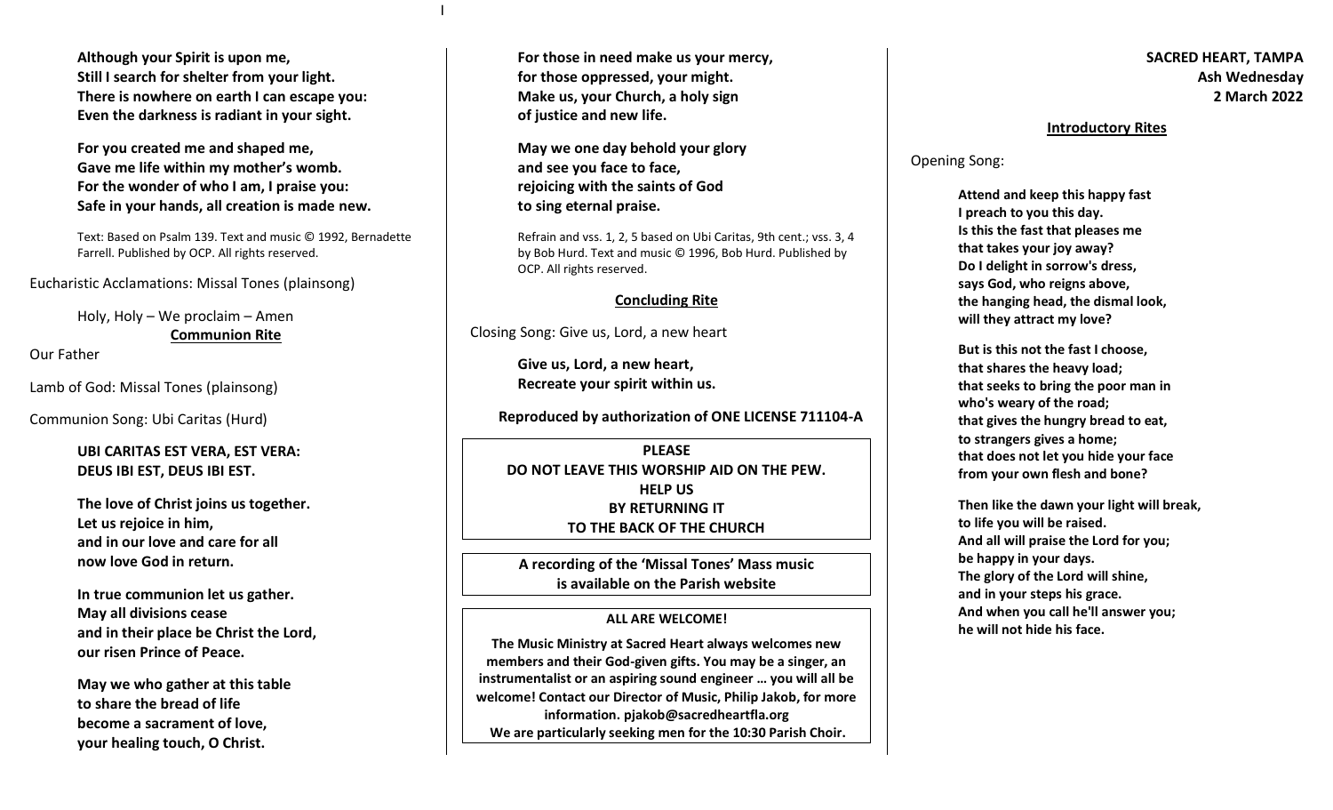**Although your Spirit is upon me,**
**Still I search for shelter from your light.**
**There is nowhere on earth I can escape you:**
**Even the darkness is radiant in your sight.**

**For you created me and shaped me,**
**Gave me life within my mother's womb.**
**For the wonder of who I am, I praise you:**
**Safe in your hands, all creation is made new.**

Text: Based on Psalm 139. Text and music © 1992, Bernadette Farrell. Published by OCP. All rights reserved.

Eucharistic Acclamations: Missal Tones (plainsong)

Holy, Holy – We proclaim – Amen

## Communion Rite

Our Father

Lamb of God: Missal Tones (plainsong)

Communion Song: Ubi Caritas (Hurd)

**UBI CARITAS EST VERA, EST VERA:**
**DEUS IBI EST, DEUS IBI EST.**

**The love of Christ joins us together.**
**Let us rejoice in him,**
**and in our love and care for all**
**now love God in return.**

**In true communion let us gather.**
**May all divisions cease**
**and in their place be Christ the Lord,**
**our risen Prince of Peace.**

**May we who gather at this table**
**to share the bread of life**
**become a sacrament of love,**
**your healing touch, O Christ.**

**For those in need make us your mercy,**
**for those oppressed, your might.**
**Make us, your Church, a holy sign**
**of justice and new life.**

**May we one day behold your glory**
**and see you face to face,**
**rejoicing with the saints of God**
**to sing eternal praise.**

Refrain and vss. 1, 2, 5 based on Ubi Caritas, 9th cent.; vss. 3, 4 by Bob Hurd. Text and music © 1996, Bob Hurd. Published by OCP. All rights reserved.

## Concluding Rite

Closing Song: Give us, Lord, a new heart

**Give us, Lord, a new heart,**
**Recreate your spirit within us.**

**Reproduced by authorization of ONE LICENSE 711104-A**

**PLEASE**
**DO NOT LEAVE THIS WORSHIP AID ON THE PEW.**
**HELP US**
**BY RETURNING IT**
**TO THE BACK OF THE CHURCH**

**A recording of the 'Missal Tones' Mass music is available on the Parish website**

**ALL ARE WELCOME!**

**The Music Ministry at Sacred Heart always welcomes new members and their God-given gifts. You may be a singer, an instrumentalist or an aspiring sound engineer … you will all be welcome! Contact our Director of Music, Philip Jakob, for more information. pjakob@sacredheartfla.org**
**We are particularly seeking men for the 10:30 Parish Choir.**

**SACRED HEART, TAMPA**
**Ash Wednesday**
**2 March 2022**

## Introductory Rites

Opening Song:

**Attend and keep this happy fast**
**I preach to you this day.**
**Is this the fast that pleases me**
**that takes your joy away?**
**Do I delight in sorrow's dress,**
**says God, who reigns above,**
**the hanging head, the dismal look,**
**will they attract my love?**

**But is this not the fast I choose,**
**that shares the heavy load;**
**that seeks to bring the poor man in**
**who's weary of the road;**
**that gives the hungry bread to eat,**
**to strangers gives a home;**
**that does not let you hide your face**
**from your own flesh and bone?**

**Then like the dawn your light will break,**
**to life you will be raised.**
**And all will praise the Lord for you;**
**be happy in your days.**
**The glory of the Lord will shine,**
**and in your steps his grace.**
**And when you call he'll answer you;**
**he will not hide his face.**